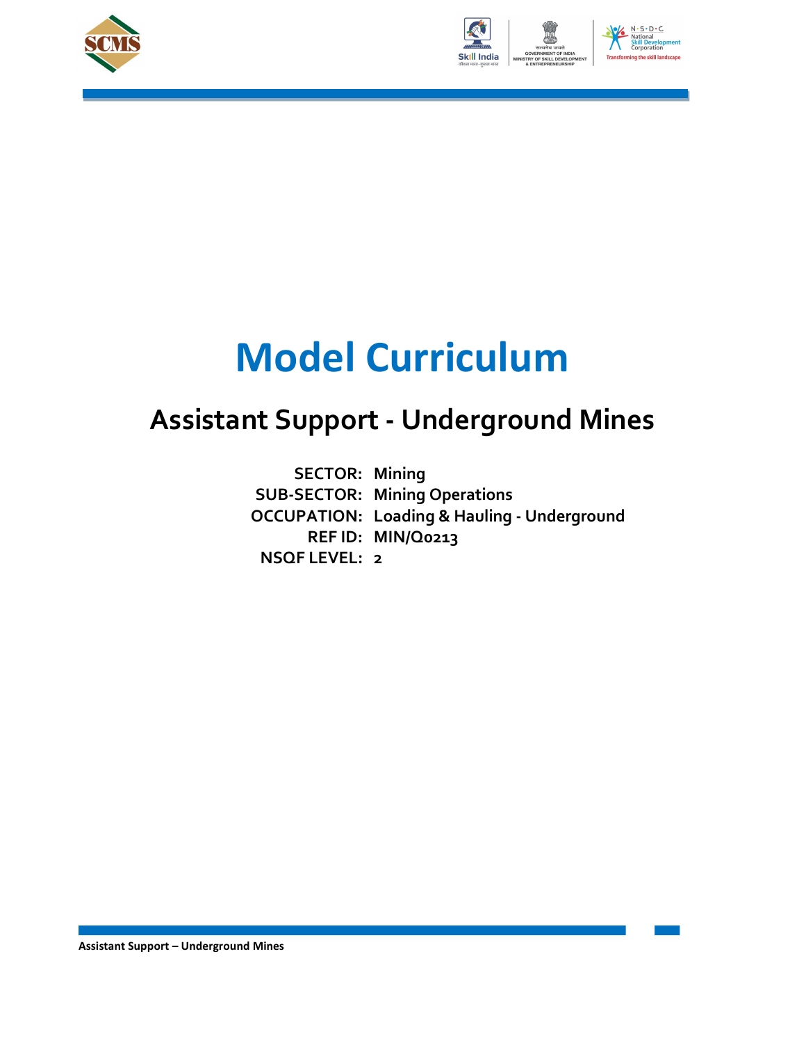# Model Curriculum

## Assistant Support - Underground Mines

**SECTOR:** Mining
**SUB-SECTOR:** Mining Operations
**OCCUPATION:** Loading & Hauling - Underground
**REF ID:** MIN/Q0213
**NSQF LEVEL:** 2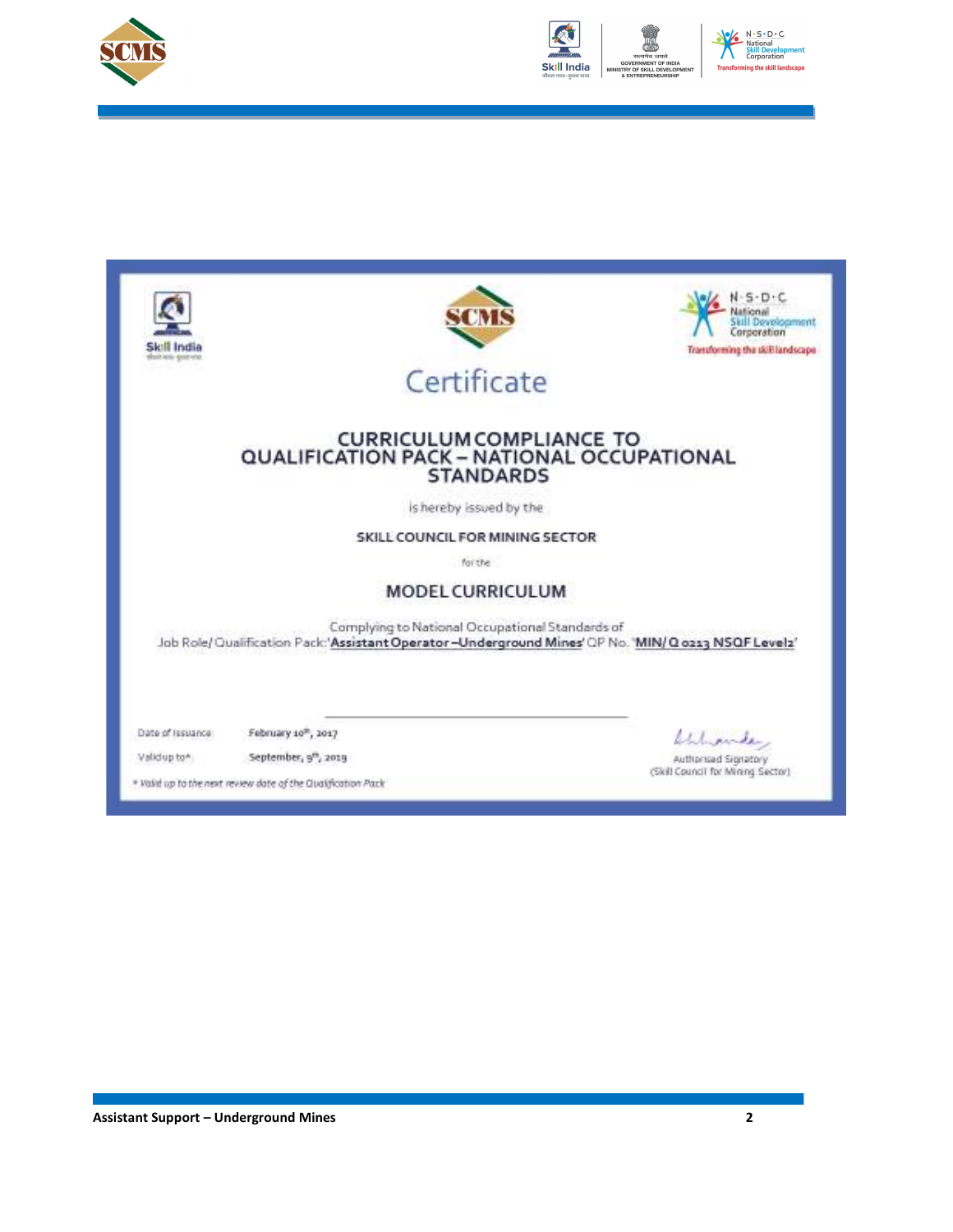# Certificate

## CURRICULUM COMPLIANCE TO QUALIFICATION PACK – NATIONAL OCCUPATIONAL STANDARDS

is hereby issued by the

**SKILL COUNCIL FOR MINING SECTOR**

for the

## MODEL CURRICULUM

Complying to National Occupational Standards of
Job Role/ Qualification Pack: '**Assistant Operator – Underground Mines**' QP No. '**MIN/Q 0213 NSQF Level2**'

Date of Issuance: February 10th, 2017

Valid up to*: September, 9th, 2019

*\* Valid up to the next review date of the Qualification Pack*

Authorised Signatory
(Skill Council for Mining Sector)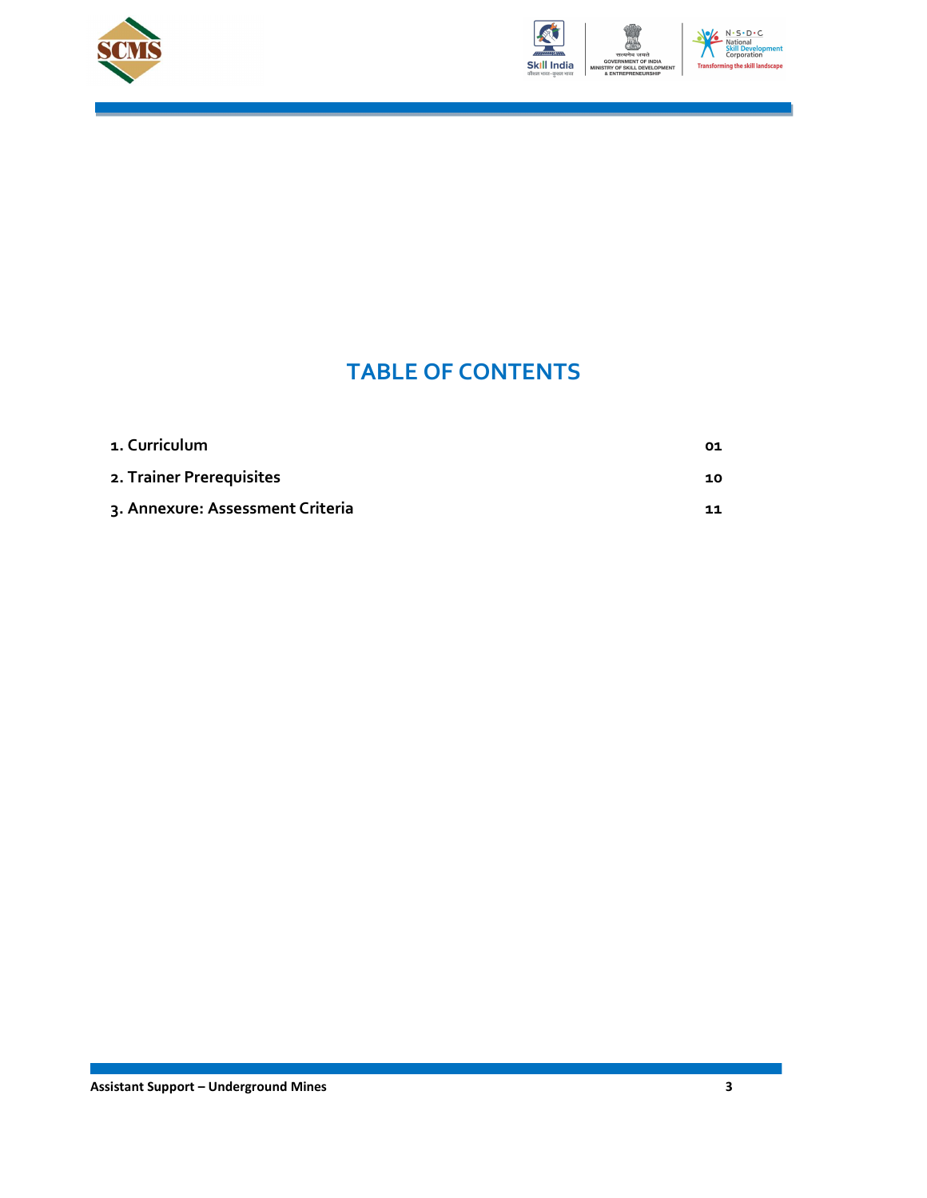# TABLE OF CONTENTS

| | |
|---|---|
| 1. Curriculum | 01 |
| 2. Trainer Prerequisites | 10 |
| 3. Annexure: Assessment Criteria | 11 |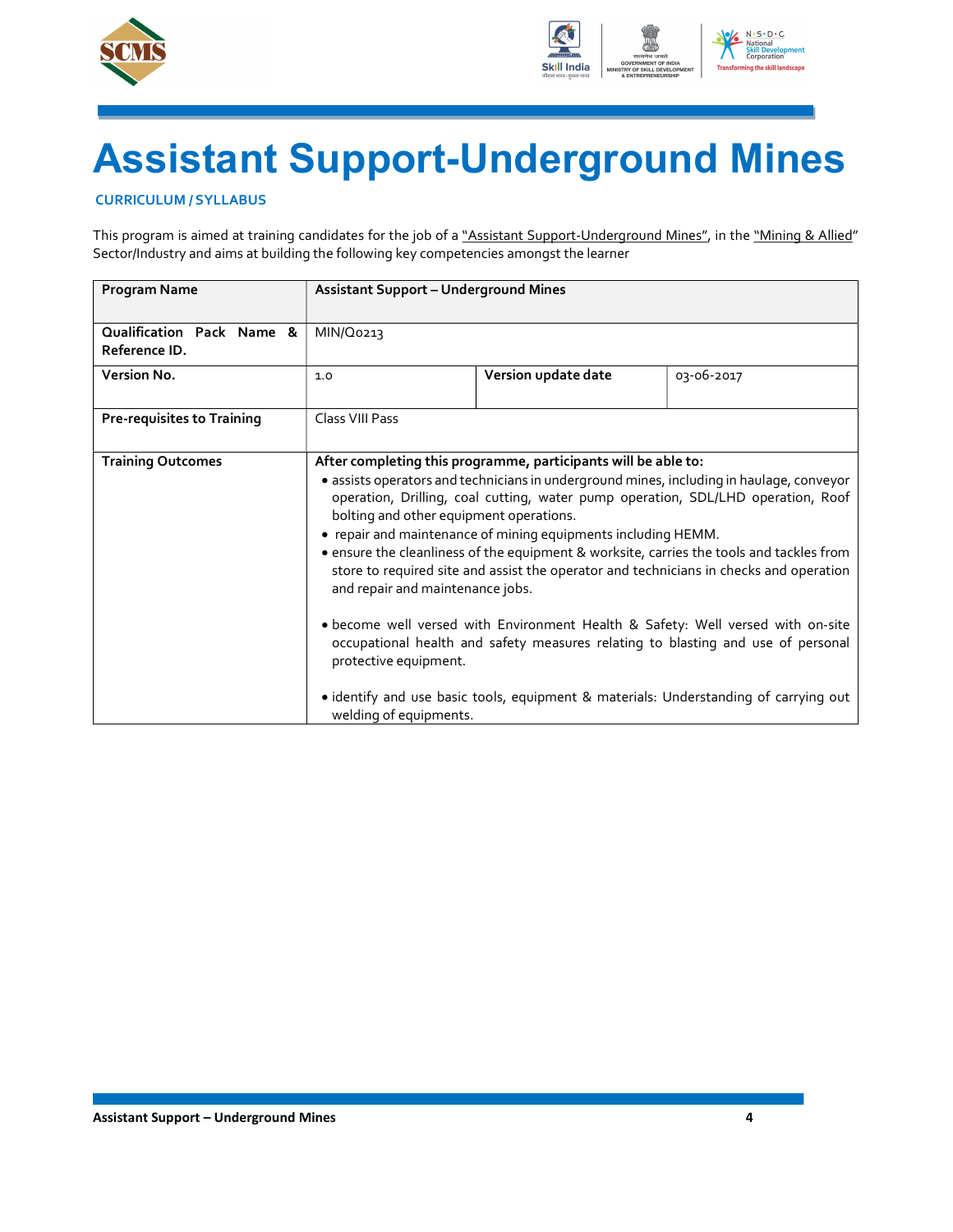# Assistant Support-Underground Mines

### CURRICULUM / SYLLABUS

This program is aimed at training candidates for the job of a "Assistant Support-Underground Mines", in the "Mining & Allied" Sector/Industry and aims at building the following key competencies amongst the learner

| **Program Name** | **Assistant Support – Underground Mines** | | |
|---|---|---|---|
| **Qualification Pack Name & Reference ID.** | MIN/Q0213 | | |
| **Version No.** | 1.0 | **Version update date** | 03-06-2017 |
| **Pre-requisites to Training** | Class VIII Pass | | |
| **Training Outcomes** | **After completing this programme, participants will be able to:**<br>• assists operators and technicians in underground mines, including in haulage, conveyor operation, Drilling, coal cutting, water pump operation, SDL/LHD operation, Roof bolting and other equipment operations.<br>• repair and maintenance of mining equipments including HEMM.<br>• ensure the cleanliness of the equipment & worksite, carries the tools and tackles from store to required site and assist the operator and technicians in checks and operation and repair and maintenance jobs.<br><br>• become well versed with Environment Health & Safety: Well versed with on-site occupational health and safety measures relating to blasting and use of personal protective equipment.<br><br>• identify and use basic tools, equipment & materials: Understanding of carrying out welding of equipments. | | |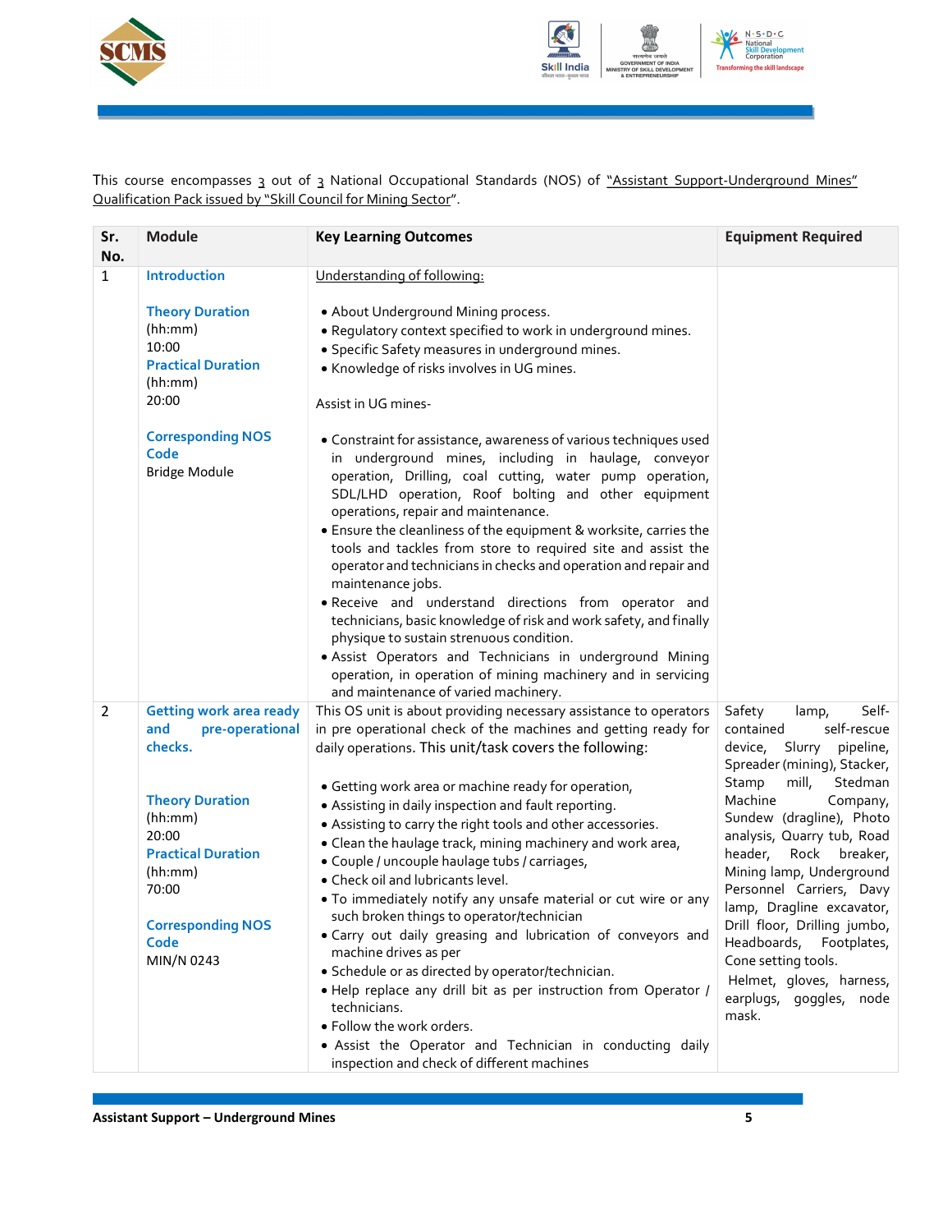This course encompasses 3 out of 3 National Occupational Standards (NOS) of "Assistant Support-Underground Mines" Qualification Pack issued by "Skill Council for Mining Sector".

| Sr. No. | Module | Key Learning Outcomes | Equipment Required |
|---|---|---|---|
| 1 | **Introduction**<br><br>**Theory Duration** (hh:mm)<br>10:00<br>**Practical Duration** (hh:mm)<br>20:00<br><br>**Corresponding NOS Code**<br>Bridge Module | Understanding of following:<br><br>• About Underground Mining process.<br>• Regulatory context specified to work in underground mines.<br>• Specific Safety measures in underground mines.<br>• Knowledge of risks involves in UG mines.<br><br>Assist in UG mines-<br><br>• Constraint for assistance, awareness of various techniques used in underground mines, including in haulage, conveyor operation, Drilling, coal cutting, water pump operation, SDL/LHD operation, Roof bolting and other equipment operations, repair and maintenance.<br>• Ensure the cleanliness of the equipment & worksite, carries the tools and tackles from store to required site and assist the operator and technicians in checks and operation and repair and maintenance jobs.<br>• Receive and understand directions from operator and technicians, basic knowledge of risk and work safety, and finally physique to sustain strenuous condition.<br>• Assist Operators and Technicians in underground Mining operation, in operation of mining machinery and in servicing and maintenance of varied machinery. | |
| 2 | **Getting work area ready and pre-operational checks.**<br><br>**Theory Duration** (hh:mm)<br>20:00<br>**Practical Duration** (hh:mm)<br>70:00<br><br>**Corresponding NOS Code**<br>MIN/N 0243 | This OS unit is about providing necessary assistance to operators in pre operational check of the machines and getting ready for daily operations. This unit/task covers the following:<br><br>• Getting work area or machine ready for operation,<br>• Assisting in daily inspection and fault reporting.<br>• Assisting to carry the right tools and other accessories.<br>• Clean the haulage track, mining machinery and work area,<br>• Couple / uncouple haulage tubs / carriages,<br>• Check oil and lubricants level.<br>• To immediately notify any unsafe material or cut wire or any such broken things to operator/technician<br>• Carry out daily greasing and lubrication of conveyors and machine drives as per<br>• Schedule or as directed by operator/technician.<br>• Help replace any drill bit as per instruction from Operator / technicians.<br>• Follow the work orders.<br>• Assist the Operator and Technician in conducting daily inspection and check of different machines | Safety lamp, Self-contained self-rescue device, Slurry pipeline, Spreader (mining), Stacker, Stamp mill, Stedman Machine Company, Sundew (dragline), Photo analysis, Quarry tub, Road header, Rock breaker, Mining lamp, Underground Personnel Carriers, Davy lamp, Dragline excavator, Drill floor, Drilling jumbo, Headboards, Footplates, Cone setting tools.<br>Helmet, gloves, harness, earplugs, goggles, node mask. |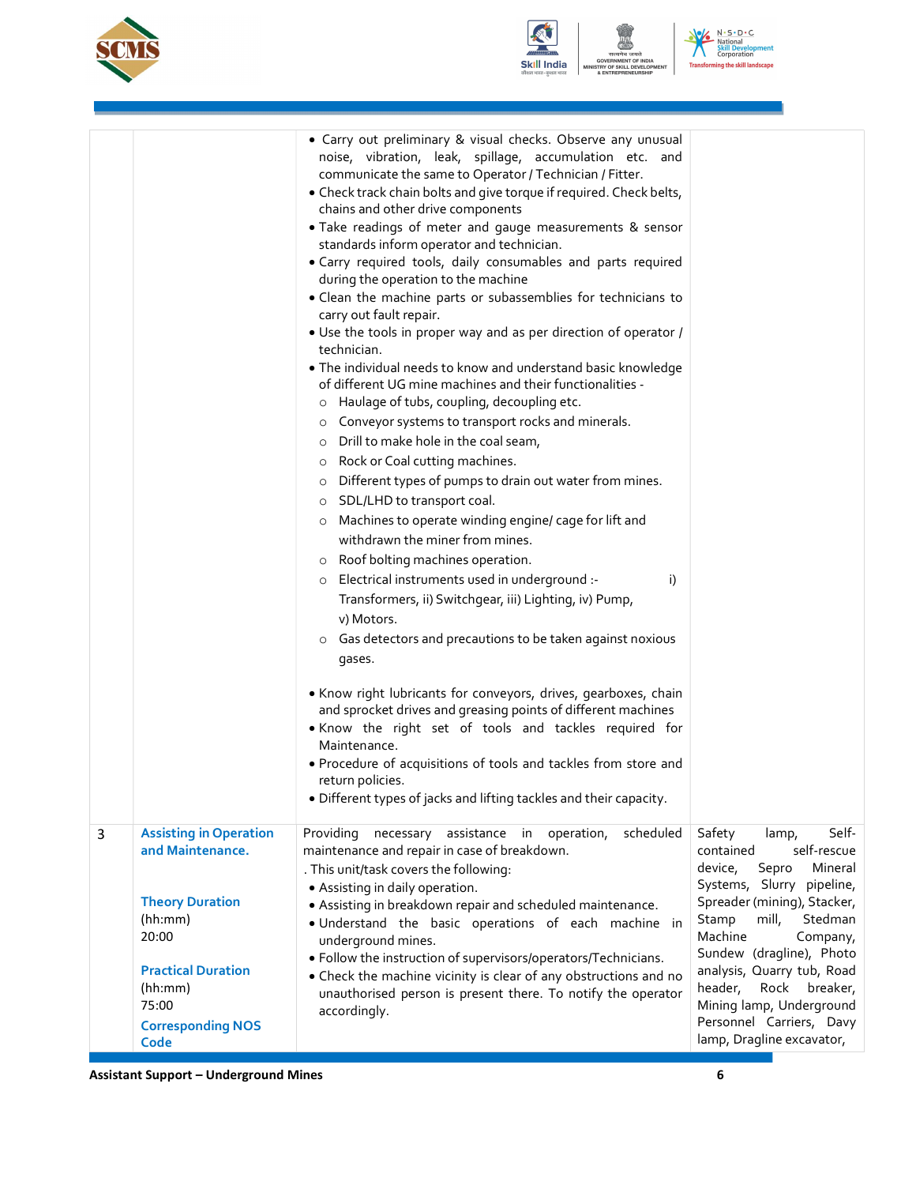| | | | |
|---|---|---|---|
| | | • Carry out preliminary & visual checks. Observe any unusual noise, vibration, leak, spillage, accumulation etc. and communicate the same to Operator / Technician / Fitter.<br>• Check track chain bolts and give torque if required. Check belts, chains and other drive components<br>• Take readings of meter and gauge measurements & sensor standards inform operator and technician.<br>• Carry required tools, daily consumables and parts required during the operation to the machine<br>• Clean the machine parts or subassemblies for technicians to carry out fault repair.<br>• Use the tools in proper way and as per direction of operator / technician.<br>• The individual needs to know and understand basic knowledge of different UG mine machines and their functionalities -<br>  ○ Haulage of tubs, coupling, decoupling etc.<br>  ○ Conveyor systems to transport rocks and minerals.<br>  ○ Drill to make hole in the coal seam,<br>  ○ Rock or Coal cutting machines.<br>  ○ Different types of pumps to drain out water from mines.<br>  ○ SDL/LHD to transport coal.<br>  ○ Machines to operate winding engine/ cage for lift and withdrawn the miner from mines.<br>  ○ Roof bolting machines operation.<br>  ○ Electrical instruments used in underground :- i) Transformers, ii) Switchgear, iii) Lighting, iv) Pump, v) Motors.<br>  ○ Gas detectors and precautions to be taken against noxious gases.<br>• Know right lubricants for conveyors, drives, gearboxes, chain and sprocket drives and greasing points of different machines<br>• Know the right set of tools and tackles required for Maintenance.<br>• Procedure of acquisitions of tools and tackles from store and return policies.<br>• Different types of jacks and lifting tackles and their capacity. | |
| 3 | **Assisting in Operation and Maintenance.**<br><br>**Theory Duration**<br>(hh:mm)<br>20:00<br><br>**Practical Duration**<br>(hh:mm)<br>75:00<br><br>**Corresponding NOS Code** | Providing necessary assistance in operation, scheduled maintenance and repair in case of breakdown.<br>. This unit/task covers the following:<br>• Assisting in daily operation.<br>• Assisting in breakdown repair and scheduled maintenance.<br>• Understand the basic operations of each machine in underground mines.<br>• Follow the instruction of supervisors/operators/Technicians.<br>• Check the machine vicinity is clear of any obstructions and no unauthorised person is present there. To notify the operator accordingly. | Safety lamp, Self-contained self-rescue device, Sepro Mineral Systems, Slurry pipeline, Spreader (mining), Stacker, Stamp mill, Stedman Machine Company, Sundew (dragline), Photo analysis, Quarry tub, Road header, Rock breaker, Mining lamp, Underground Personnel Carriers, Davy lamp, Dragline excavator, |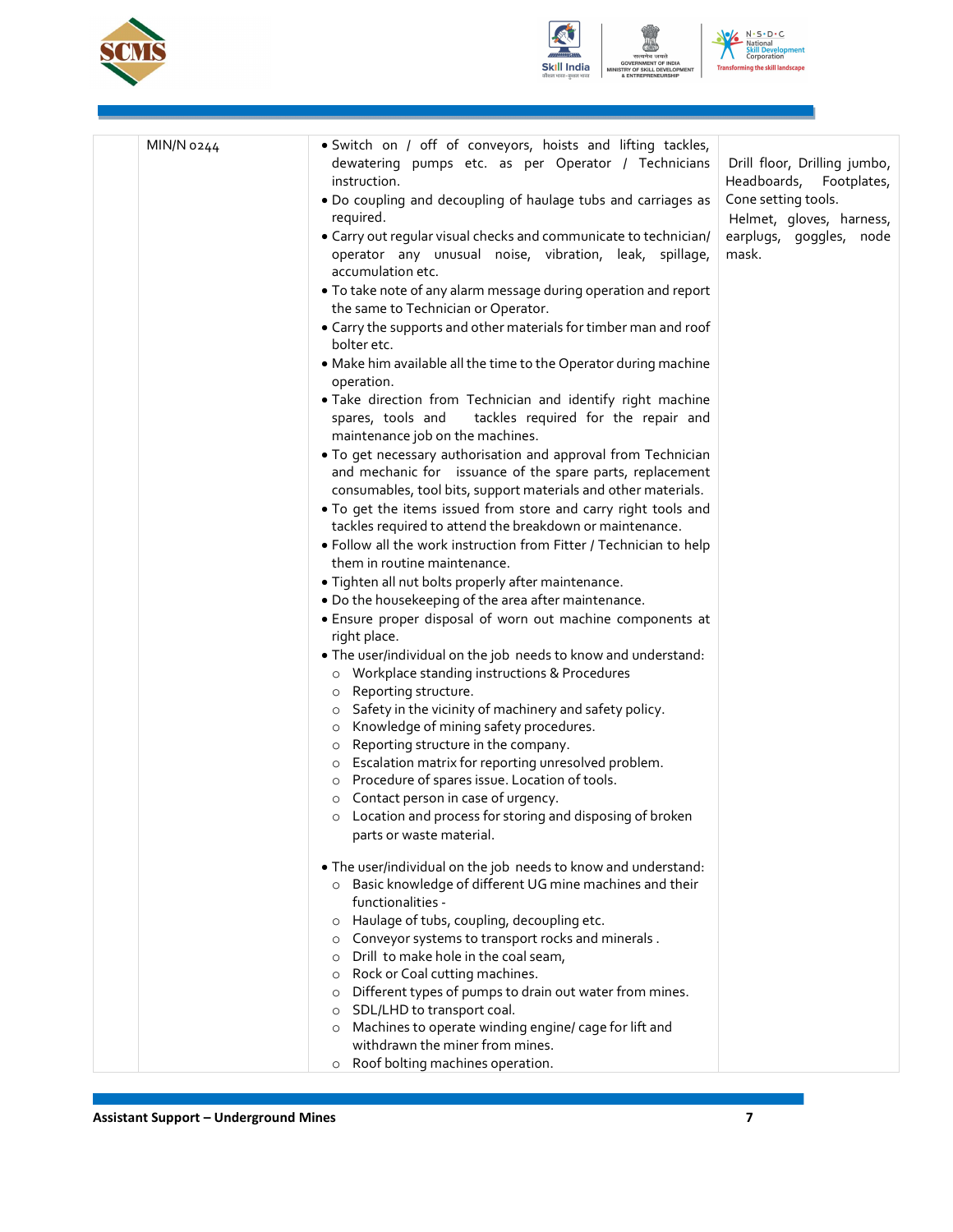|  | MIN/N 0244 | • Switch on / off of conveyors, hoists and lifting tackles, dewatering pumps etc. as per Operator / Technicians instruction.<br>• Do coupling and decoupling of haulage tubs and carriages as required.<br>• Carry out regular visual checks and communicate to technician/ operator any unusual noise, vibration, leak, spillage, accumulation etc.<br>• To take note of any alarm message during operation and report the same to Technician or Operator.<br>• Carry the supports and other materials for timber man and roof bolter etc.<br>• Make him available all the time to the Operator during machine operation.<br>• Take direction from Technician and identify right machine spares, tools and tackles required for the repair and maintenance job on the machines.<br>• To get necessary authorisation and approval from Technician and mechanic for issuance of the spare parts, replacement consumables, tool bits, support materials and other materials.<br>• To get the items issued from store and carry right tools and tackles required to attend the breakdown or maintenance.<br>• Follow all the work instruction from Fitter / Technician to help them in routine maintenance.<br>• Tighten all nut bolts properly after maintenance.<br>• Do the housekeeping of the area after maintenance.<br>• Ensure proper disposal of worn out machine components at right place.<br>• The user/individual on the job needs to know and understand:<br>○ Workplace standing instructions & Procedures<br>○ Reporting structure.<br>○ Safety in the vicinity of machinery and safety policy.<br>○ Knowledge of mining safety procedures.<br>○ Reporting structure in the company.<br>○ Escalation matrix for reporting unresolved problem.<br>○ Procedure of spares issue. Location of tools.<br>○ Contact person in case of urgency.<br>○ Location and process for storing and disposing of broken parts or waste material.<br><br>• The user/individual on the job needs to know and understand:<br>○ Basic knowledge of different UG mine machines and their functionalities -<br>○ Haulage of tubs, coupling, decoupling etc.<br>○ Conveyor systems to transport rocks and minerals .<br>○ Drill to make hole in the coal seam,<br>○ Rock or Coal cutting machines.<br>○ Different types of pumps to drain out water from mines.<br>○ SDL/LHD to transport coal.<br>○ Machines to operate winding engine/ cage for lift and withdrawn the miner from mines.<br>○ Roof bolting machines operation. | Drill floor, Drilling jumbo, Headboards, Footplates, Cone setting tools.<br>Helmet, gloves, harness, earplugs, goggles, node mask. |
|---|---|---|---|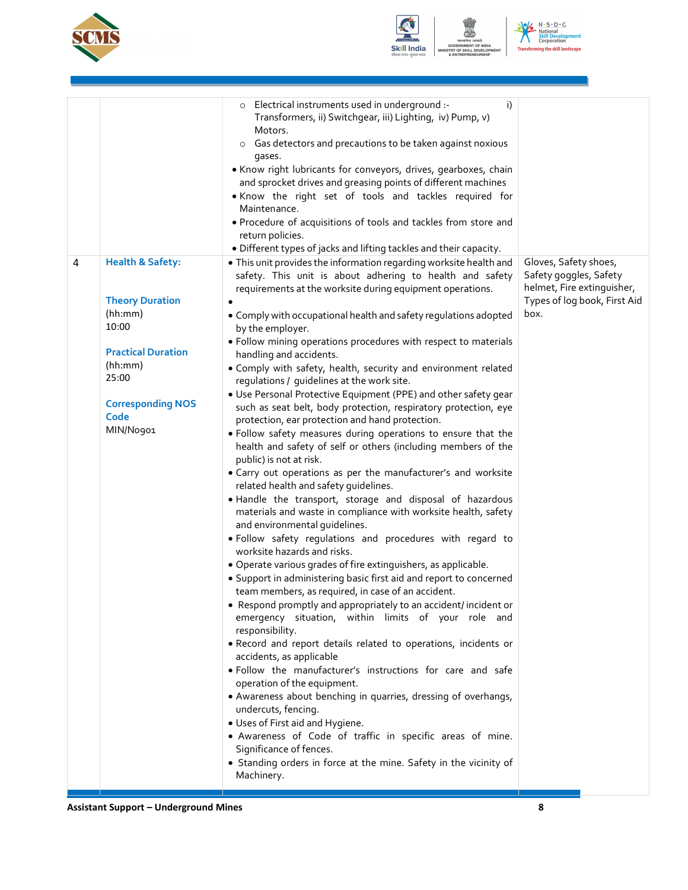| | | | |
|---|---|---|---|
| | | ○ Electrical instruments used in underground :- i) Transformers, ii) Switchgear, iii) Lighting, iv) Pump, v) Motors.<br>○ Gas detectors and precautions to be taken against noxious gases.<br>• Know right lubricants for conveyors, drives, gearboxes, chain and sprocket drives and greasing points of different machines<br>• Know the right set of tools and tackles required for Maintenance.<br>• Procedure of acquisitions of tools and tackles from store and return policies.<br>• Different types of jacks and lifting tackles and their capacity. | |
| 4 | **Health & Safety:**<br><br>**Theory Duration** (hh:mm)<br>10:00<br><br>**Practical Duration** (hh:mm)<br>25:00<br><br>**Corresponding NOS Code**<br>MIN/N0901 | • This unit provides the information regarding worksite health and safety. This unit is about adhering to health and safety requirements at the worksite during equipment operations.<br>•<br>• Comply with occupational health and safety regulations adopted by the employer.<br>• Follow mining operations procedures with respect to materials handling and accidents.<br>• Comply with safety, health, security and environment related regulations / guidelines at the work site.<br>• Use Personal Protective Equipment (PPE) and other safety gear such as seat belt, body protection, respiratory protection, eye protection, ear protection and hand protection.<br>• Follow safety measures during operations to ensure that the health and safety of self or others (including members of the public) is not at risk.<br>• Carry out operations as per the manufacturer's and worksite related health and safety guidelines.<br>• Handle the transport, storage and disposal of hazardous materials and waste in compliance with worksite health, safety and environmental guidelines.<br>• Follow safety regulations and procedures with regard to worksite hazards and risks.<br>• Operate various grades of fire extinguishers, as applicable.<br>• Support in administering basic first aid and report to concerned team members, as required, in case of an accident.<br>• Respond promptly and appropriately to an accident/ incident or emergency situation, within limits of your role and responsibility.<br>• Record and report details related to operations, incidents or accidents, as applicable<br>• Follow the manufacturer's instructions for care and safe operation of the equipment.<br>• Awareness about benching in quarries, dressing of overhangs, undercuts, fencing.<br>• Uses of First aid and Hygiene.<br>• Awareness of Code of traffic in specific areas of mine. Significance of fences.<br>• Standing orders in force at the mine. Safety in the vicinity of Machinery. | Gloves, Safety shoes, Safety goggles, Safety helmet, Fire extinguisher, Types of log book, First Aid box. |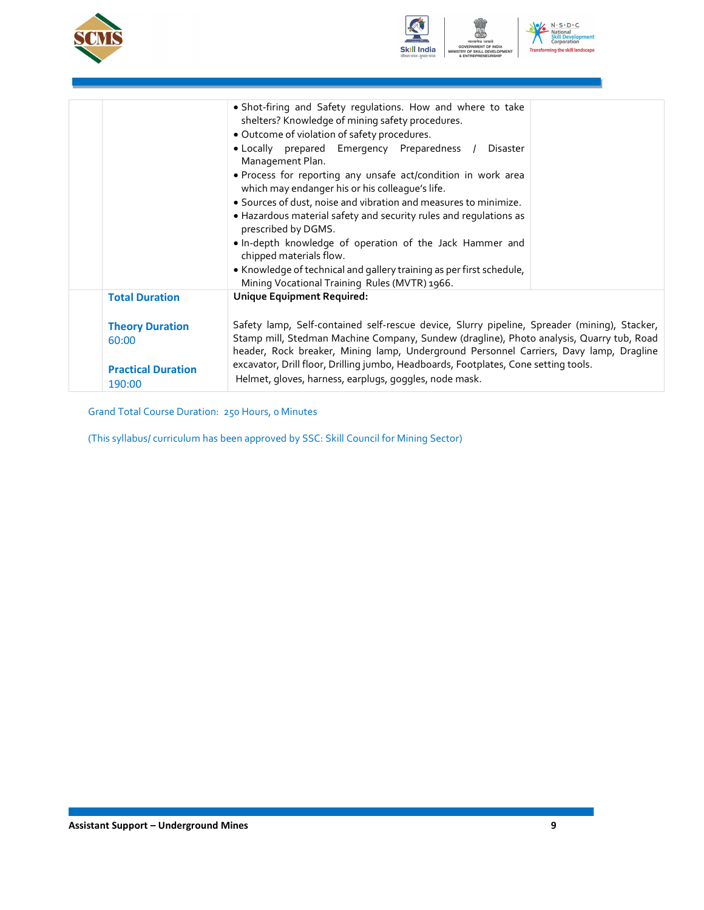| | | | |
|---|---|---|---|
| | | • Shot-firing and Safety regulations. How and where to take shelters? Knowledge of mining safety procedures.<br>• Outcome of violation of safety procedures.<br>• Locally prepared Emergency Preparedness / Disaster Management Plan.<br>• Process for reporting any unsafe act/condition in work area which may endanger his or his colleague's life.<br>• Sources of dust, noise and vibration and measures to minimize.<br>• Hazardous material safety and security rules and regulations as prescribed by DGMS.<br>• In-depth knowledge of operation of the Jack Hammer and chipped materials flow.<br>• Knowledge of technical and gallery training as per first schedule, Mining Vocational Training Rules (MVTR) 1966. | |
| | **Total Duration**<br><br>**Theory Duration**<br>60:00<br><br>**Practical Duration**<br>190:00 | **Unique Equipment Required:**<br><br>Safety lamp, Self-contained self-rescue device, Slurry pipeline, Spreader (mining), Stacker, Stamp mill, Stedman Machine Company, Sundew (dragline), Photo analysis, Quarry tub, Road header, Rock breaker, Mining lamp, Underground Personnel Carriers, Davy lamp, Dragline excavator, Drill floor, Drilling jumbo, Headboards, Footplates, Cone setting tools.<br>Helmet, gloves, harness, earplugs, goggles, node mask. | |

Grand Total Course Duration: 250 Hours, 0 Minutes

(This syllabus/ curriculum has been approved by SSC: Skill Council for Mining Sector)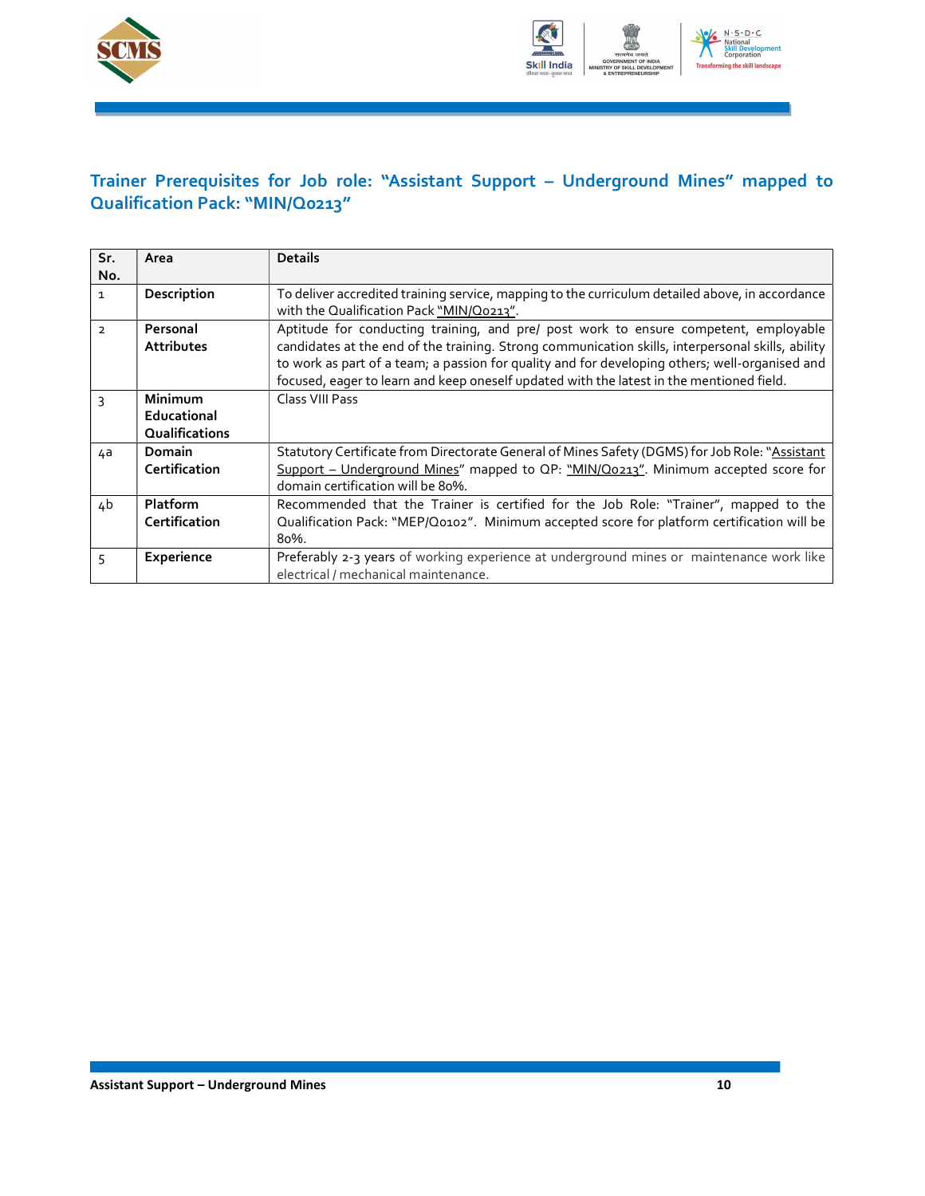## Trainer Prerequisites for Job role: "Assistant Support – Underground Mines" mapped to Qualification Pack: "MIN/Q0213"

| Sr. No. | Area | Details |
|---|---|---|
| 1 | **Description** | To deliver accredited training service, mapping to the curriculum detailed above, in accordance with the Qualification Pack "MIN/Q0213". |
| 2 | **Personal Attributes** | Aptitude for conducting training, and pre/ post work to ensure competent, employable candidates at the end of the training. Strong communication skills, interpersonal skills, ability to work as part of a team; a passion for quality and for developing others; well-organised and focused, eager to learn and keep oneself updated with the latest in the mentioned field. |
| 3 | **Minimum Educational Qualifications** | Class VIII Pass |
| 4a | **Domain Certification** | Statutory Certificate from Directorate General of Mines Safety (DGMS) for Job Role: "Assistant Support – Underground Mines" mapped to QP: "MIN/Q0213". Minimum accepted score for domain certification will be 80%. |
| 4b | **Platform Certification** | Recommended that the Trainer is certified for the Job Role: "Trainer", mapped to the Qualification Pack: "MEP/Q0102". Minimum accepted score for platform certification will be 80%. |
| 5 | **Experience** | Preferably 2-3 years of working experience at underground mines or maintenance work like electrical / mechanical maintenance. |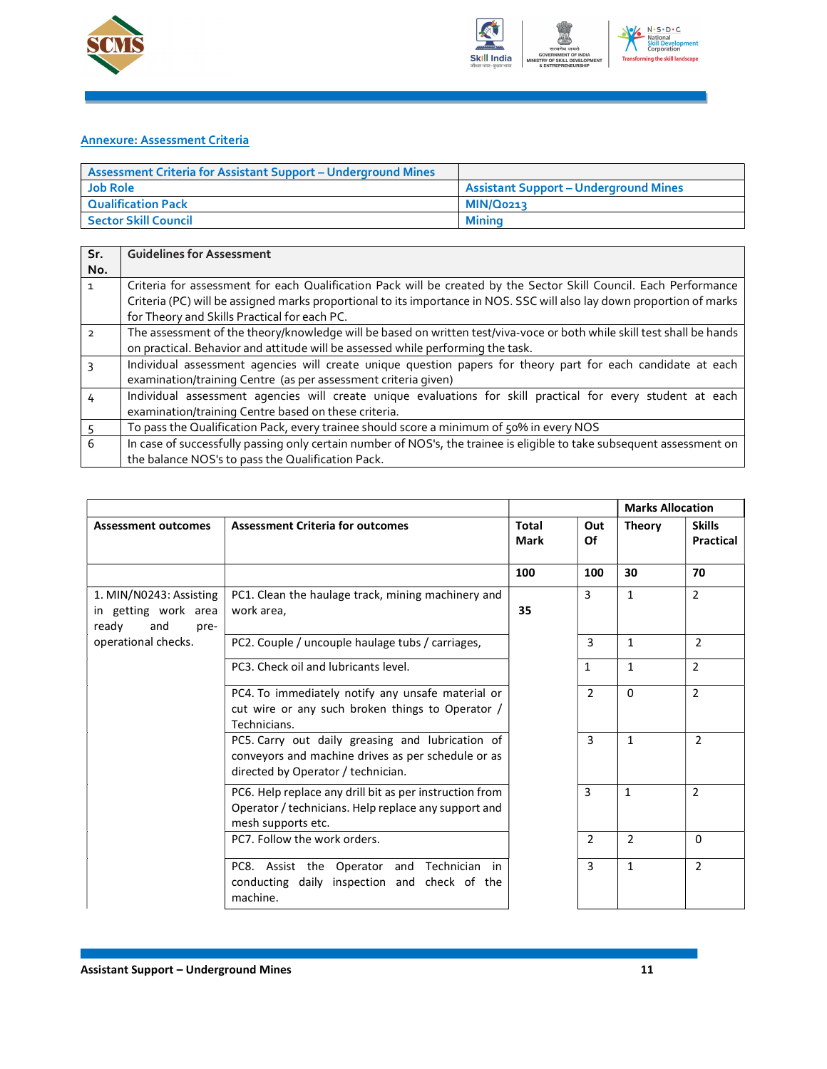## Annexure: Assessment Criteria

| Assessment Criteria for Assistant Support – Underground Mines | |
|---|---|
| Job Role | Assistant Support – Underground Mines |
| Qualification Pack | MIN/Q0213 |
| Sector Skill Council | Mining |

| Sr. No. | Guidelines for Assessment |
|---|---|
| 1 | Criteria for assessment for each Qualification Pack will be created by the Sector Skill Council. Each Performance Criteria (PC) will be assigned marks proportional to its importance in NOS. SSC will also lay down proportion of marks for Theory and Skills Practical for each PC. |
| 2 | The assessment of the theory/knowledge will be based on written test/viva-voce or both while skill test shall be hands on practical. Behavior and attitude will be assessed while performing the task. |
| 3 | Individual assessment agencies will create unique question papers for theory part for each candidate at each examination/training Centre (as per assessment criteria given) |
| 4 | Individual assessment agencies will create unique evaluations for skill practical for every student at each examination/training Centre based on these criteria. |
| 5 | To pass the Qualification Pack, every trainee should score a minimum of 50% in every NOS |
| 6 | In case of successfully passing only certain number of NOS's, the trainee is eligible to take subsequent assessment on the balance NOS's to pass the Qualification Pack. |

| | | | | Marks Allocation | |
|---|---|---|---|---|---|
| Assessment outcomes | Assessment Criteria for outcomes | Total Mark | Out Of | Theory | Skills Practical |
| | | 100 | 100 | 30 | 70 |
| 1. MIN/N0243: Assisting in getting work area ready and pre-operational checks. | PC1. Clean the haulage track, mining machinery and work area, | 35 | 3 | 1 | 2 |
| | PC2. Couple / uncouple haulage tubs / carriages, | | 3 | 1 | 2 |
| | PC3. Check oil and lubricants level. | | 1 | 1 | 2 |
| | PC4. To immediately notify any unsafe material or cut wire or any such broken things to Operator / Technicians. | | 2 | 0 | 2 |
| | PC5. Carry out daily greasing and lubrication of conveyors and machine drives as per schedule or as directed by Operator / technician. | | 3 | 1 | 2 |
| | PC6. Help replace any drill bit as per instruction from Operator / technicians. Help replace any support and mesh supports etc. | | 3 | 1 | 2 |
| | PC7. Follow the work orders. | | 2 | 2 | 0 |
| | PC8. Assist the Operator and Technician in conducting daily inspection and check of the machine. | | 3 | 1 | 2 |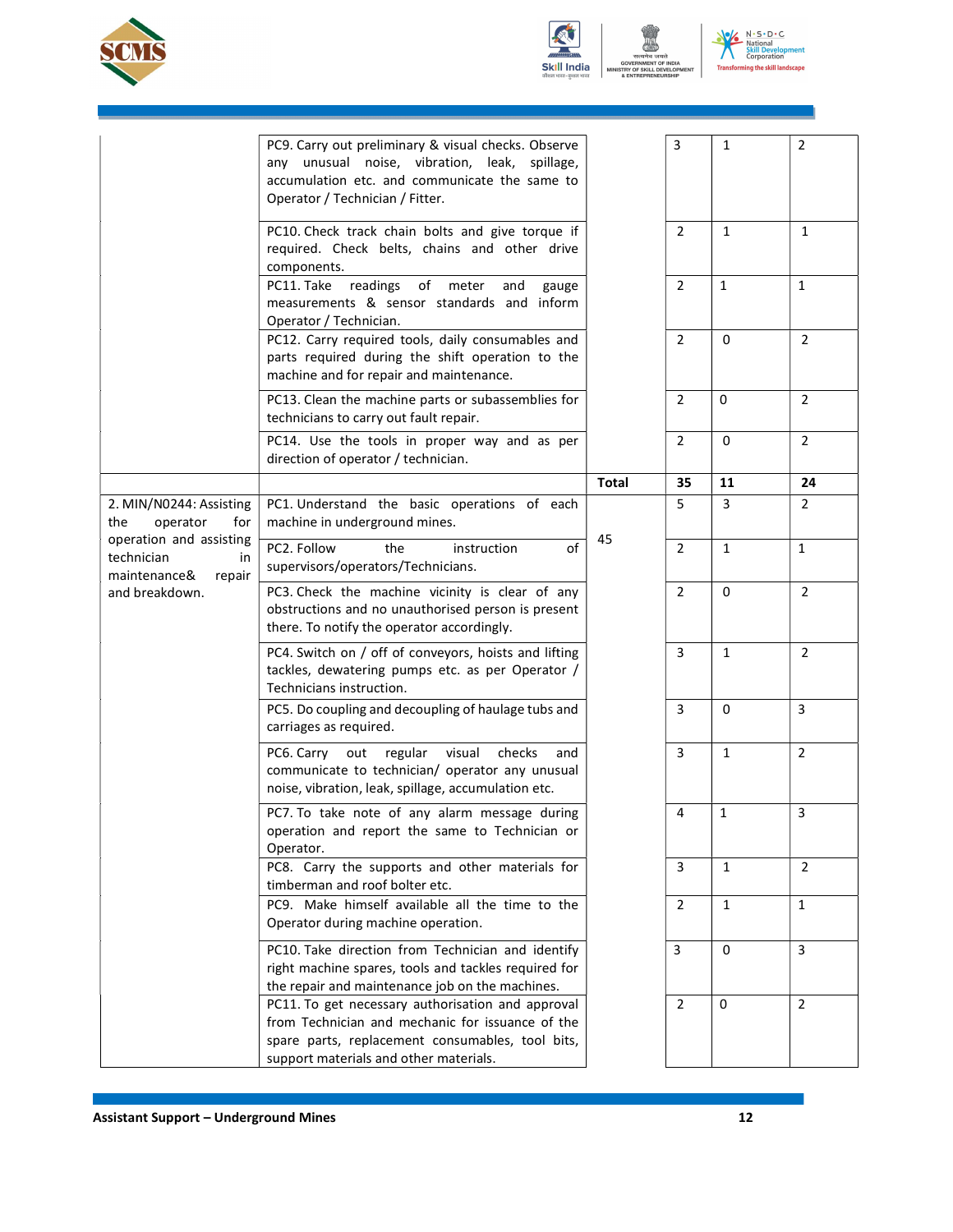| | | | | | |
|---|---|---|---|---|---|
| | PC9. Carry out preliminary & visual checks. Observe any unusual noise, vibration, leak, spillage, accumulation etc. and communicate the same to Operator / Technician / Fitter. | | 3 | 1 | 2 |
| | PC10. Check track chain bolts and give torque if required. Check belts, chains and other drive components. | | 2 | 1 | 1 |
| | PC11. Take readings of meter and gauge measurements & sensor standards and inform Operator / Technician. | | 2 | 1 | 1 |
| | PC12. Carry required tools, daily consumables and parts required during the shift operation to the machine and for repair and maintenance. | | 2 | 0 | 2 |
| | PC13. Clean the machine parts or subassemblies for technicians to carry out fault repair. | | 2 | 0 | 2 |
| | PC14. Use the tools in proper way and as per direction of operator / technician. | | 2 | 0 | 2 |
| | | **Total** | **35** | **11** | **24** |
| 2. MIN/N0244: Assisting the operator for operation and assisting technician in maintenance& repair and breakdown. | PC1. Understand the basic operations of each machine in underground mines. | 45 | 5 | 3 | 2 |
| | PC2. Follow the instruction of supervisors/operators/Technicians. | | 2 | 1 | 1 |
| | PC3. Check the machine vicinity is clear of any obstructions and no unauthorised person is present there. To notify the operator accordingly. | | 2 | 0 | 2 |
| | PC4. Switch on / off of conveyors, hoists and lifting tackles, dewatering pumps etc. as per Operator / Technicians instruction. | | 3 | 1 | 2 |
| | PC5. Do coupling and decoupling of haulage tubs and carriages as required. | | 3 | 0 | 3 |
| | PC6. Carry out regular visual checks and communicate to technician/ operator any unusual noise, vibration, leak, spillage, accumulation etc. | | 3 | 1 | 2 |
| | PC7. To take note of any alarm message during operation and report the same to Technician or Operator. | | 4 | 1 | 3 |
| | PC8. Carry the supports and other materials for timberman and roof bolter etc. | | 3 | 1 | 2 |
| | PC9. Make himself available all the time to the Operator during machine operation. | | 2 | 1 | 1 |
| | PC10. Take direction from Technician and identify right machine spares, tools and tackles required for the repair and maintenance job on the machines. | | 3 | 0 | 3 |
| | PC11. To get necessary authorisation and approval from Technician and mechanic for issuance of the spare parts, replacement consumables, tool bits, support materials and other materials. | | 2 | 0 | 2 |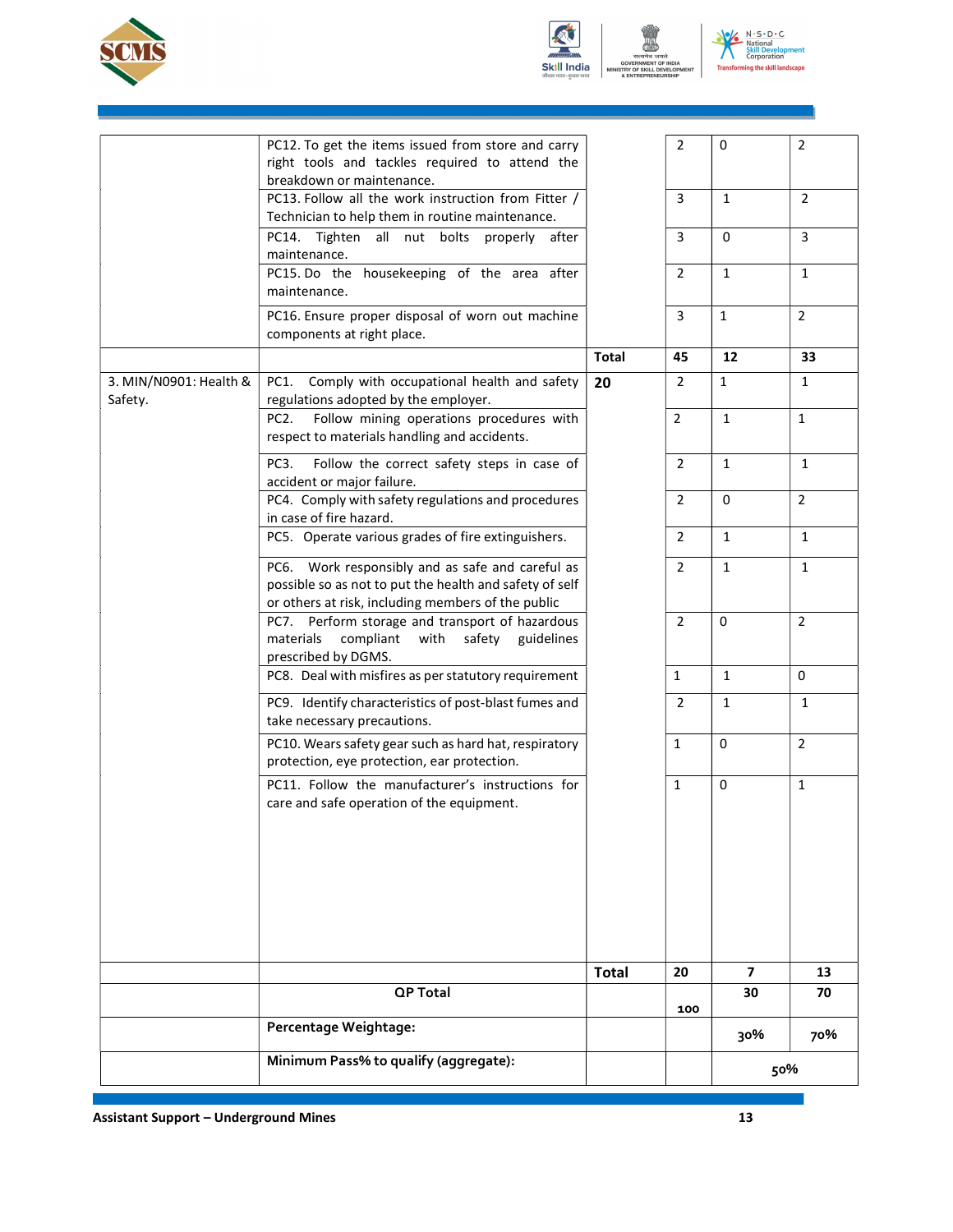| | | | | | |
|---|---|---|---|---|---|
| | PC12. To get the items issued from store and carry right tools and tackles required to attend the breakdown or maintenance. | | 2 | 0 | 2 |
| | PC13. Follow all the work instruction from Fitter / Technician to help them in routine maintenance. | | 3 | 1 | 2 |
| | PC14. Tighten all nut bolts properly after maintenance. | | 3 | 0 | 3 |
| | PC15. Do the housekeeping of the area after maintenance. | | 2 | 1 | 1 |
| | PC16. Ensure proper disposal of worn out machine components at right place. | | 3 | 1 | 2 |
| | | **Total** | **45** | **12** | **33** |
| 3. MIN/N0901: Health & Safety. | PC1. Comply with occupational health and safety regulations adopted by the employer. | **20** | 2 | 1 | 1 |
| | PC2. Follow mining operations procedures with respect to materials handling and accidents. | | 2 | 1 | 1 |
| | PC3. Follow the correct safety steps in case of accident or major failure. | | 2 | 1 | 1 |
| | PC4. Comply with safety regulations and procedures in case of fire hazard. | | 2 | 0 | 2 |
| | PC5. Operate various grades of fire extinguishers. | | 2 | 1 | 1 |
| | PC6. Work responsibly and as safe and careful as possible so as not to put the health and safety of self or others at risk, including members of the public | | 2 | 1 | 1 |
| | PC7. Perform storage and transport of hazardous materials compliant with safety guidelines prescribed by DGMS. | | 2 | 0 | 2 |
| | PC8. Deal with misfires as per statutory requirement | | 1 | 1 | 0 |
| | PC9. Identify characteristics of post-blast fumes and take necessary precautions. | | 2 | 1 | 1 |
| | PC10. Wears safety gear such as hard hat, respiratory protection, eye protection, ear protection. | | 1 | 0 | 2 |
| | PC11. Follow the manufacturer's instructions for care and safe operation of the equipment. | | 1 | 0 | 1 |
| | | **Total** | **20** | **7** | **13** |
| | **QP Total** | | **100** | **30** | **70** |
| | **Percentage Weightage:** | | | **30%** | **70%** |
| | **Minimum Pass% to qualify (aggregate):** | | | **50%** | |